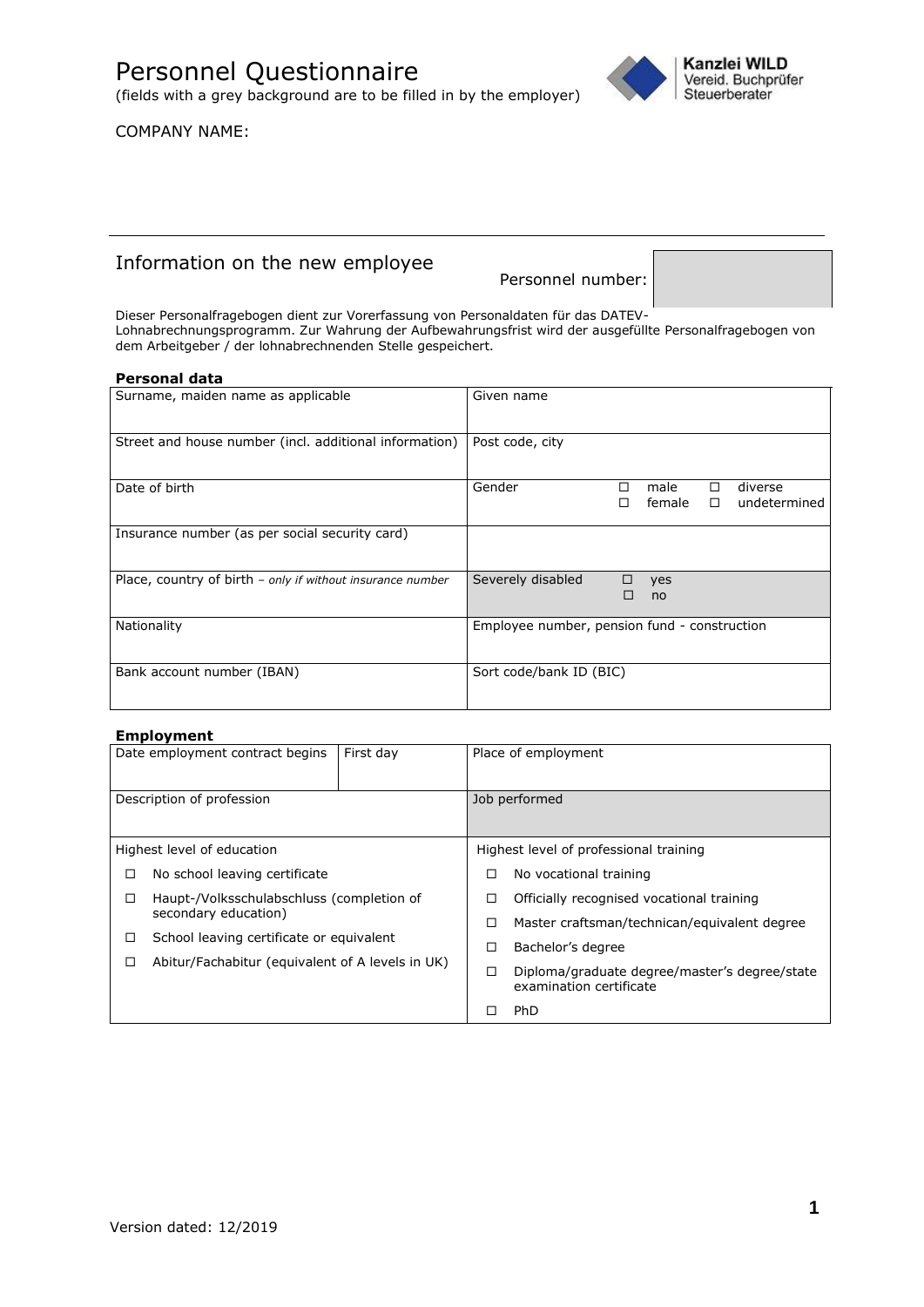# Personnel Questionnaire

(fields with a grey background are to be filled in by the employer)

Kanzlei WILD
Vereid. Buchprüfer
Steuerberater

COMPANY NAME:

---

## Information on the new employee

Personnel number:

Dieser Personalfragebogen dient zur Vorerfassung von Personaldaten für das DATEV-Lohnabrechnungsprogramm. Zur Wahrung der Aufbewahrungsfrist wird der ausgefüllte Personalfragebogen von dem Arbeitgeber / der lohnabrechnenden Stelle gespeichert.

### Personal data

| | |
|---|---|
| Surname, maiden name as applicable | Given name |
| Street and house number (incl. additional information) | Post code, city |
| Date of birth | Gender ☐ male ☐ female ☐ diverse ☐ undetermined |
| Insurance number (as per social security card) | |
| Place, country of birth – *only if without insurance number* | Severely disabled ☐ yes ☐ no |
| Nationality | Employee number, pension fund - construction |
| Bank account number (IBAN) | Sort code/bank ID (BIC) |

### Employment

| | | |
|---|---|---|
| Date employment contract begins | First day | Place of employment |
| Description of profession | | Job performed |

| Highest level of education | Highest level of professional training |
|---|---|
| ☐ No school leaving certificate | ☐ No vocational training |
| ☐ Haupt-/Volksschulabschluss (completion of secondary education) | ☐ Officially recognised vocational training |
| ☐ School leaving certificate or equivalent | ☐ Master craftsman/technican/equivalent degree |
| ☐ Abitur/Fachabitur (equivalent of A levels in UK) | ☐ Bachelor's degree |
| | ☐ Diploma/graduate degree/master's degree/state examination certificate |
| | ☐ PhD |

Version dated: 12/2019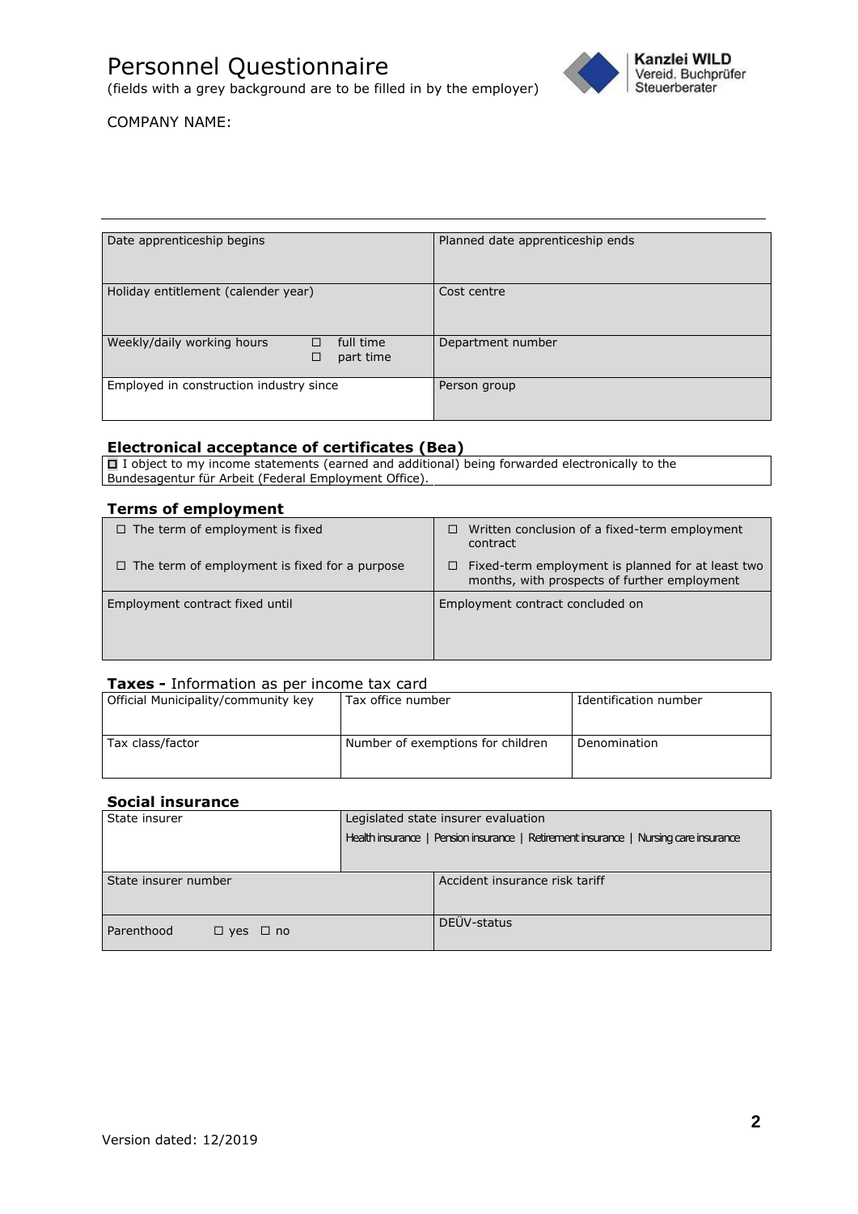# Personnel Questionnaire

(fields with a grey background are to be filled in by the employer)

COMPANY NAME:

| Date apprenticeship begins | Planned date apprenticeship ends |
|---|---|
| Holiday entitlement (calender year) | Cost centre |
| Weekly/daily working hours ☐ full time ☐ part time | Department number |
| Employed in construction industry since | Person group |

## Electronical acceptance of certificates (Bea)

☐ I object to my income statements (earned and additional) being forwarded electronically to the Bundesagentur für Arbeit (Federal Employment Office).

## Terms of employment

| ☐ The term of employment is fixed<br>☐ The term of employment is fixed for a purpose | ☐ Written conclusion of a fixed-term employment contract<br>☐ Fixed-term employment is planned for at least two months, with prospects of further employment |
|---|---|
| Employment contract fixed until | Employment contract concluded on |

## Taxes - Information as per income tax card

| Official Municipality/community key | Tax office number | Identification number |
|---|---|---|
| Tax class/factor | Number of exemptions for children | Denomination |

## Social insurance

| State insurer | Legislated state insurer evaluation<br>Health insurance \| Pension insurance \| Retirement insurance \| Nursing care insurance |
|---|---|
| State insurer number | Accident insurance risk tariff |
| Parenthood ☐ yes ☐ no | DEÜV-status |

Version dated: 12/2019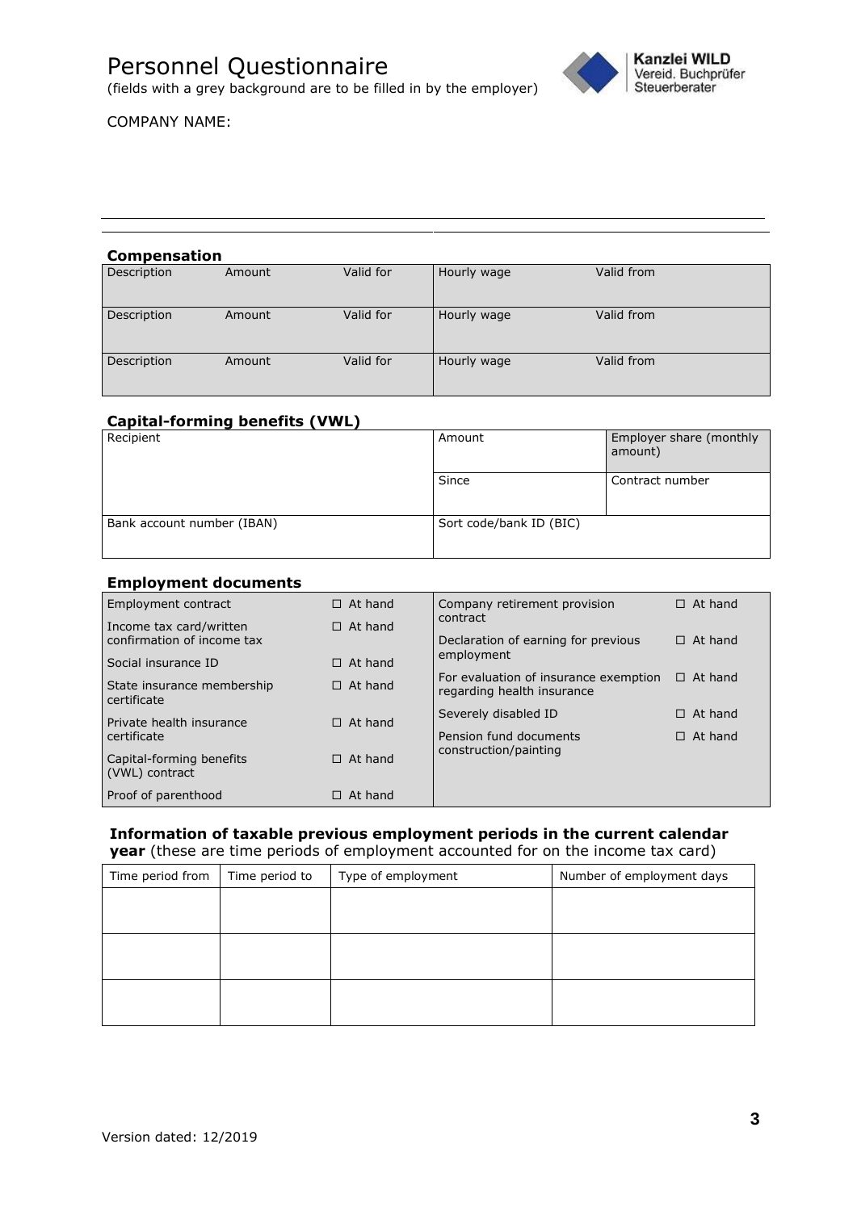# Personnel Questionnaire

(fields with a grey background are to be filled in by the employer)

Kanzlei WILD
Vereid. Buchprüfer
Steuerberater

COMPANY NAME:

## Compensation

| Description | Amount | Valid for | Hourly wage | Valid from |
|---|---|---|---|---|
| Description | Amount | Valid for | Hourly wage | Valid from |
| Description | Amount | Valid for | Hourly wage | Valid from |

## Capital-forming benefits (VWL)

| Recipient | Amount | Employer share (monthly amount) |
|---|---|---|
| | Since | Contract number |
| Bank account number (IBAN) | Sort code/bank ID (BIC) | |

## Employment documents

| Document | | Document | |
|---|---|---|---|
| Employment contract | ☐ At hand | Company retirement provision contract | ☐ At hand |
| Income tax card/written confirmation of income tax | ☐ At hand | Declaration of earning for previous employment | ☐ At hand |
| Social insurance ID | ☐ At hand | For evaluation of insurance exemption regarding health insurance | ☐ At hand |
| State insurance membership certificate | ☐ At hand | Severely disabled ID | ☐ At hand |
| Private health insurance certificate | ☐ At hand | Pension fund documents construction/painting | ☐ At hand |
| Capital-forming benefits (VWL) contract | ☐ At hand | | |
| Proof of parenthood | ☐ At hand | | |

## Information of taxable previous employment periods in the current calendar year

(these are time periods of employment accounted for on the income tax card)

| Time period from | Time period to | Type of employment | Number of employment days |
|---|---|---|---|
| | | | |
| | | | |
| | | | |

Version dated: 12/2019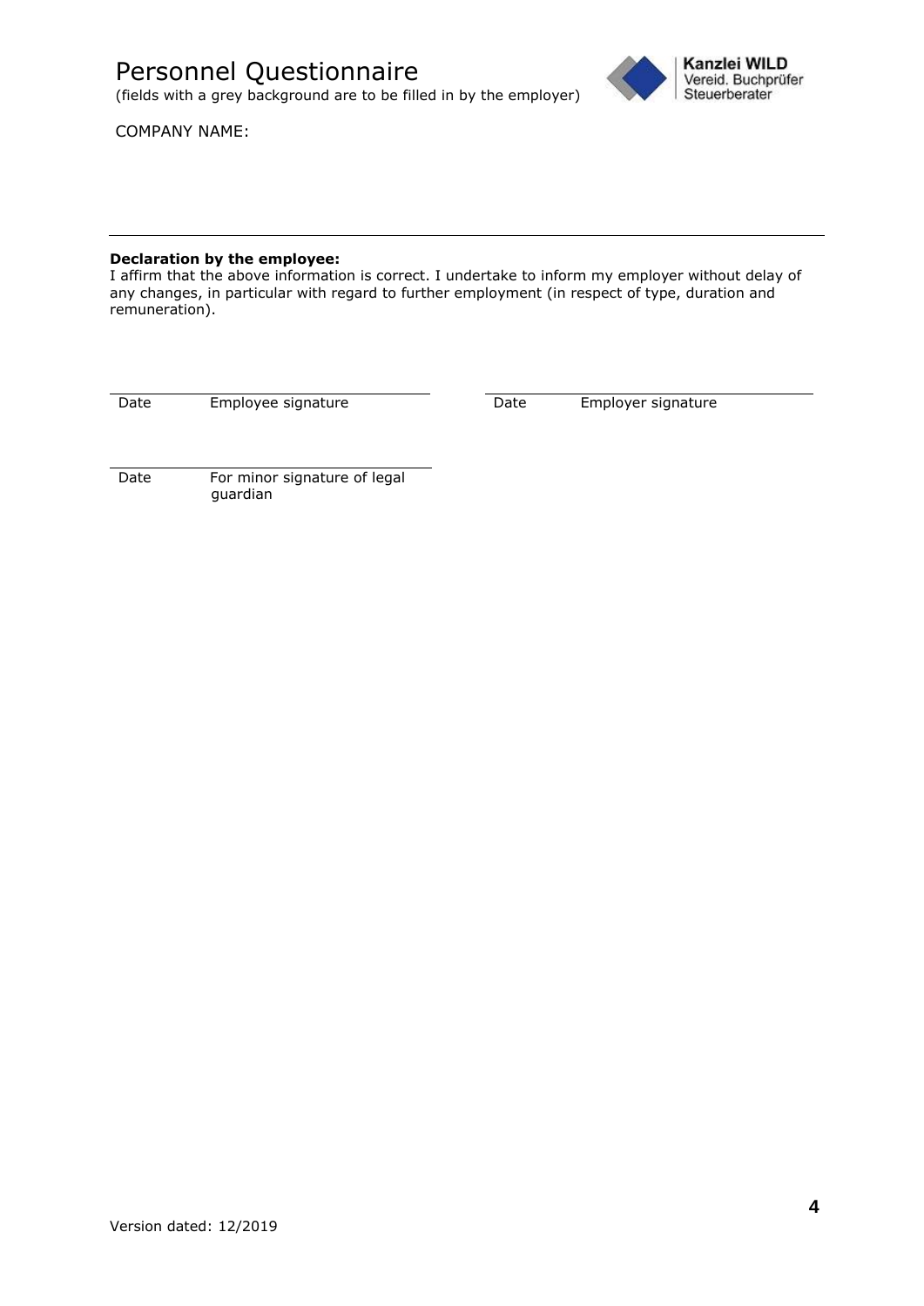# Personnel Questionnaire

(fields with a grey background are to be filled in by the employer)

Kanzlei WILD
Vereid. Buchprüfer
Steuerberater

COMPANY NAME:

---

**Declaration by the employee:**
I affirm that the above information is correct. I undertake to inform my employer without delay of any changes, in particular with regard to further employment (in respect of type, duration and remuneration).

| | | | |
|---|---|---|---|
| Date | Employee signature | Date | Employer signature |

| | |
|---|---|
| Date | For minor signature of legal guardian |

Version dated: 12/2019